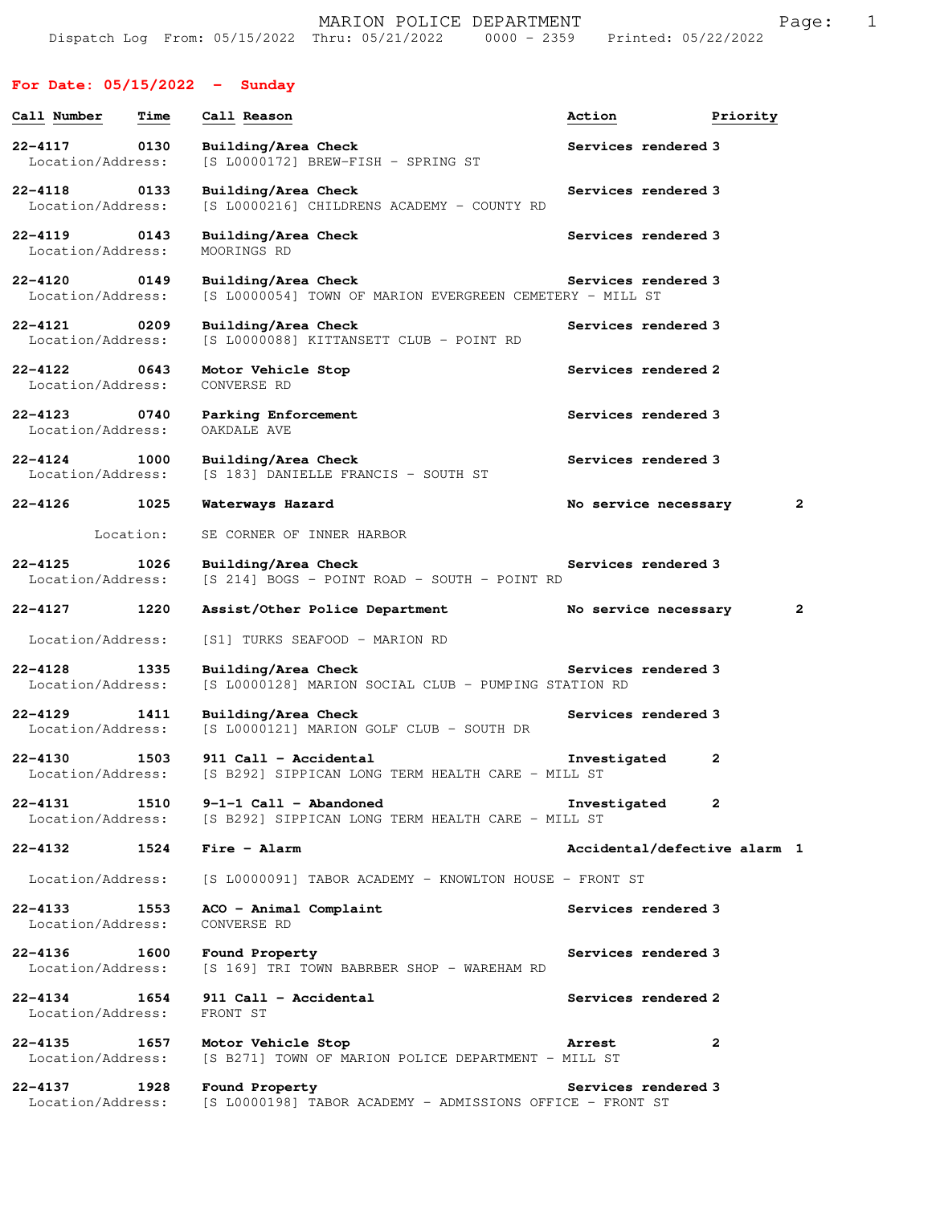# MARION POLICE DEPARTMENT

Dispatch Log From: 05/15/2022 Thru: 05/21/2022 0000 - 2359 Printed: 05/22/2022

## For Date: 05/15/2022 - Sunday

| Call Number | Time | Call Reason | Action | Priority |
|---|---|---|---|---|
| 22-4117 | 0130 | Building/Area Check<br>Location/Address: [S L0000172] BREW-FISH - SPRING ST | Services rendered | 3 |
| 22-4118 | 0133 | Building/Area Check<br>Location/Address: [S L0000216] CHILDRENS ACADEMY - COUNTY RD | Services rendered | 3 |
| 22-4119 | 0143 | Building/Area Check<br>Location/Address: MOORINGS RD | Services rendered | 3 |
| 22-4120 | 0149 | Building/Area Check<br>Location/Address: [S L0000054] TOWN OF MARION EVERGREEN CEMETERY - MILL ST | Services rendered | 3 |
| 22-4121 | 0209 | Building/Area Check<br>Location/Address: [S L0000088] KITTANSETT CLUB - POINT RD | Services rendered | 3 |
| 22-4122 | 0643 | Motor Vehicle Stop<br>Location/Address: CONVERSE RD | Services rendered | 2 |
| 22-4123 | 0740 | Parking Enforcement<br>Location/Address: OAKDALE AVE | Services rendered | 3 |
| 22-4124 | 1000 | Building/Area Check<br>Location/Address: [S 183] DANIELLE FRANCIS - SOUTH ST | Services rendered | 3 |
| 22-4126 | 1025 | Waterways Hazard<br>Location: SE CORNER OF INNER HARBOR | No service necessary | 2 |
| 22-4125 | 1026 | Building/Area Check<br>Location/Address: [S 214] BOGS - POINT ROAD - SOUTH - POINT RD | Services rendered | 3 |
| 22-4127 | 1220 | Assist/Other Police Department<br>Location/Address: [S1] TURKS SEAFOOD - MARION RD | No service necessary | 2 |
| 22-4128 | 1335 | Building/Area Check<br>Location/Address: [S L0000128] MARION SOCIAL CLUB - PUMPING STATION RD | Services rendered | 3 |
| 22-4129 | 1411 | Building/Area Check<br>Location/Address: [S L0000121] MARION GOLF CLUB - SOUTH DR | Services rendered | 3 |
| 22-4130 | 1503 | 911 Call - Accidental<br>Location/Address: [S B292] SIPPICAN LONG TERM HEALTH CARE - MILL ST | Investigated | 2 |
| 22-4131 | 1510 | 9-1-1 Call - Abandoned<br>Location/Address: [S B292] SIPPICAN LONG TERM HEALTH CARE - MILL ST | Investigated | 2 |
| 22-4132 | 1524 | Fire - Alarm<br>Location/Address: [S L0000091] TABOR ACADEMY - KNOWLTON HOUSE - FRONT ST | Accidental/defective alarm | 1 |
| 22-4133 | 1553 | ACO - Animal Complaint<br>Location/Address: CONVERSE RD | Services rendered | 3 |
| 22-4136 | 1600 | Found Property<br>Location/Address: [S 169] TRI TOWN BABRBER SHOP - WAREHAM RD | Services rendered | 3 |
| 22-4134 | 1654 | 911 Call - Accidental<br>Location/Address: FRONT ST | Services rendered | 2 |
| 22-4135 | 1657 | Motor Vehicle Stop<br>Location/Address: [S B271] TOWN OF MARION POLICE DEPARTMENT - MILL ST | Arrest | 2 |
| 22-4137 | 1928 | Found Property<br>Location/Address: [S L0000198] TABOR ACADEMY - ADMISSIONS OFFICE - FRONT ST | Services rendered | 3 |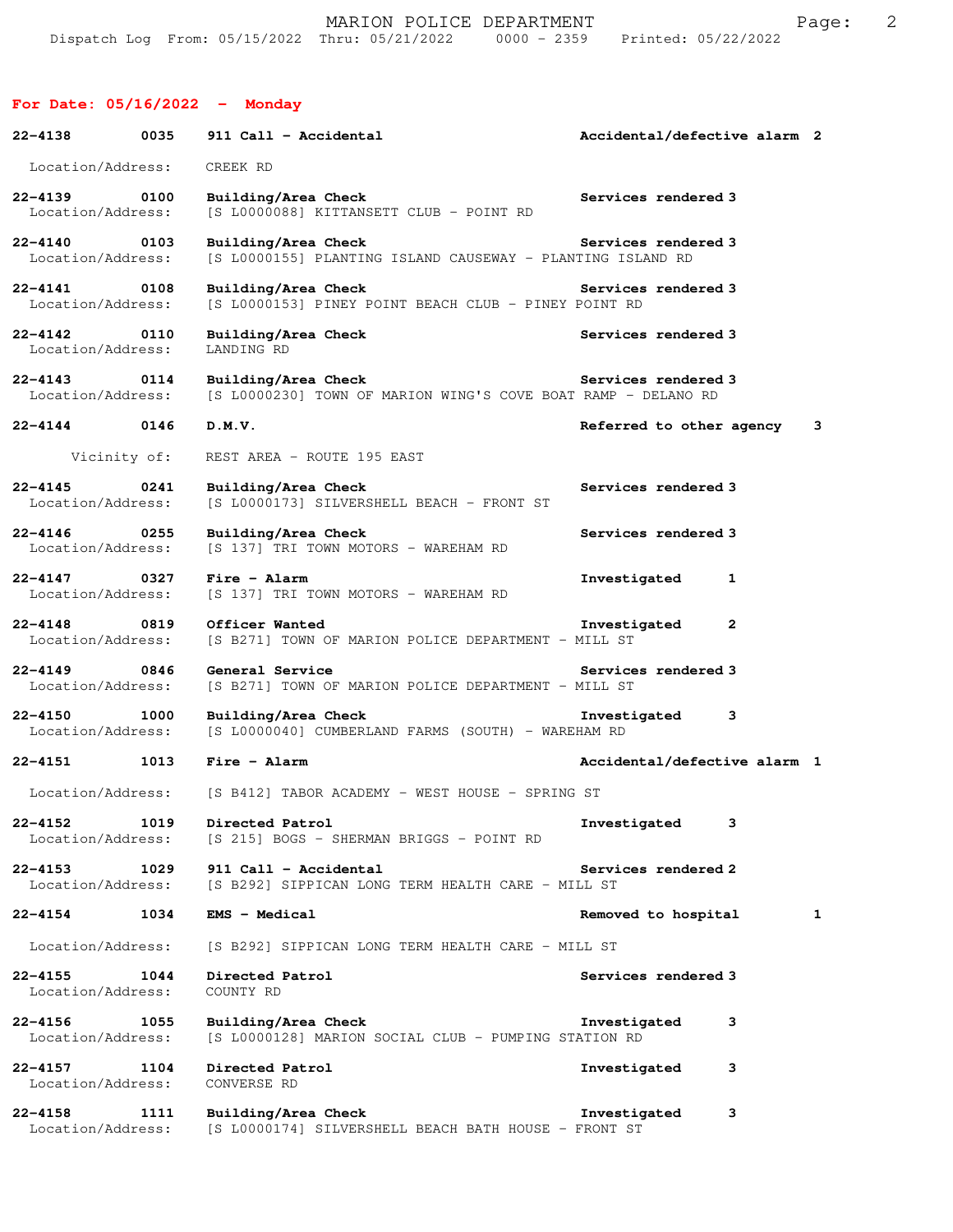## For Date: 05/16/2022 - Monday

**22-4138 0035 911 Call - Accidental** — Accidental/defective alarm 2
Location/Address: CREEK RD

**22-4139 0100 Building/Area Check** — Services rendered 3
Location/Address: [S L0000088] KITTANSETT CLUB - POINT RD

**22-4140 0103 Building/Area Check** — Services rendered 3
Location/Address: [S L0000155] PLANTING ISLAND CAUSEWAY - PLANTING ISLAND RD

**22-4141 0108 Building/Area Check** — Services rendered 3
Location/Address: [S L0000153] PINEY POINT BEACH CLUB - PINEY POINT RD

**22-4142 0110 Building/Area Check** — Services rendered 3
Location/Address: LANDING RD

**22-4143 0114 Building/Area Check** — Services rendered 3
Location/Address: [S L0000230] TOWN OF MARION WING'S COVE BOAT RAMP - DELANO RD

**22-4144 0146 D.M.V.** — Referred to other agency 3
Vicinity of: REST AREA - ROUTE 195 EAST

**22-4145 0241 Building/Area Check** — Services rendered 3
Location/Address: [S L0000173] SILVERSHELL BEACH - FRONT ST

**22-4146 0255 Building/Area Check** — Services rendered 3
Location/Address: [S 137] TRI TOWN MOTORS - WAREHAM RD

**22-4147 0327 Fire - Alarm** — Investigated 1
Location/Address: [S 137] TRI TOWN MOTORS - WAREHAM RD

**22-4148 0819 Officer Wanted** — Investigated 2
Location/Address: [S B271] TOWN OF MARION POLICE DEPARTMENT - MILL ST

**22-4149 0846 General Service** — Services rendered 3
Location/Address: [S B271] TOWN OF MARION POLICE DEPARTMENT - MILL ST

**22-4150 1000 Building/Area Check** — Investigated 3
Location/Address: [S L0000040] CUMBERLAND FARMS (SOUTH) - WAREHAM RD

**22-4151 1013 Fire - Alarm** — Accidental/defective alarm 1
Location/Address: [S B412] TABOR ACADEMY - WEST HOUSE - SPRING ST

**22-4152 1019 Directed Patrol** — Investigated 3
Location/Address: [S 215] BOGS - SHERMAN BRIGGS - POINT RD

**22-4153 1029 911 Call - Accidental** — Services rendered 2
Location/Address: [S B292] SIPPICAN LONG TERM HEALTH CARE - MILL ST

**22-4154 1034 EMS - Medical** — Removed to hospital 1
Location/Address: [S B292] SIPPICAN LONG TERM HEALTH CARE - MILL ST

**22-4155 1044 Directed Patrol** — Services rendered 3
Location/Address: COUNTY RD

**22-4156 1055 Building/Area Check** — Investigated 3
Location/Address: [S L0000128] MARION SOCIAL CLUB - PUMPING STATION RD

**22-4157 1104 Directed Patrol** — Investigated 3
Location/Address: CONVERSE RD

**22-4158 1111 Building/Area Check** — Investigated 3
Location/Address: [S L0000174] SILVERSHELL BEACH BATH HOUSE - FRONT ST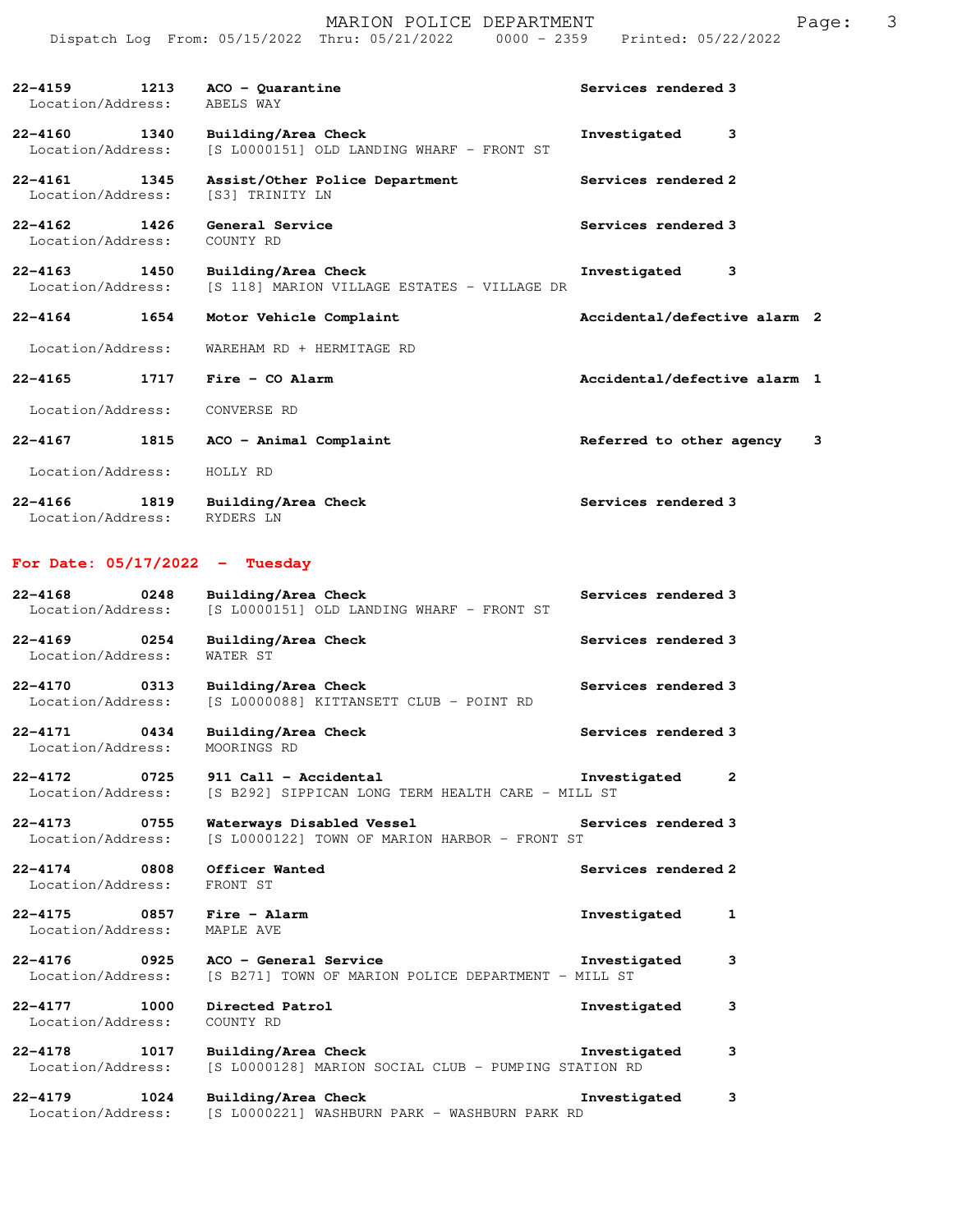| Call # | Time | Call Reason | Action | Priority |
|---|---|---|---|---|
| 22-4159 | 1213 | ACO - Quarantine | Services rendered | 3 |
| Location/Address: | | ABELS WAY | | |
| 22-4160 | 1340 | Building/Area Check | Investigated | 3 |
| Location/Address: | | [S L0000151] OLD LANDING WHARF - FRONT ST | | |
| 22-4161 | 1345 | Assist/Other Police Department | Services rendered | 2 |
| Location/Address: | | [S3] TRINITY LN | | |
| 22-4162 | 1426 | General Service | Services rendered | 3 |
| Location/Address: | | COUNTY RD | | |
| 22-4163 | 1450 | Building/Area Check | Investigated | 3 |
| Location/Address: | | [S 118] MARION VILLAGE ESTATES - VILLAGE DR | | |
| 22-4164 | 1654 | Motor Vehicle Complaint | Accidental/defective alarm | 2 |
| Location/Address: | | WAREHAM RD + HERMITAGE RD | | |
| 22-4165 | 1717 | Fire - CO Alarm | Accidental/defective alarm | 1 |
| Location/Address: | | CONVERSE RD | | |
| 22-4167 | 1815 | ACO - Animal Complaint | Referred to other agency | 3 |
| Location/Address: | | HOLLY RD | | |
| 22-4166 | 1819 | Building/Area Check | Services rendered | 3 |
| Location/Address: | | RYDERS LN | | |

## For Date: 05/17/2022 - Tuesday

| Call # | Time | Call Reason | Action | Priority |
|---|---|---|---|---|
| 22-4168 | 0248 | Building/Area Check | Services rendered | 3 |
| Location/Address: | | [S L0000151] OLD LANDING WHARF - FRONT ST | | |
| 22-4169 | 0254 | Building/Area Check | Services rendered | 3 |
| Location/Address: | | WATER ST | | |
| 22-4170 | 0313 | Building/Area Check | Services rendered | 3 |
| Location/Address: | | [S L0000088] KITTANSETT CLUB - POINT RD | | |
| 22-4171 | 0434 | Building/Area Check | Services rendered | 3 |
| Location/Address: | | MOORINGS RD | | |
| 22-4172 | 0725 | 911 Call - Accidental | Investigated | 2 |
| Location/Address: | | [S B292] SIPPICAN LONG TERM HEALTH CARE - MILL ST | | |
| 22-4173 | 0755 | Waterways Disabled Vessel | Services rendered | 3 |
| Location/Address: | | [S L0000122] TOWN OF MARION HARBOR - FRONT ST | | |
| 22-4174 | 0808 | Officer Wanted | Services rendered | 2 |
| Location/Address: | | FRONT ST | | |
| 22-4175 | 0857 | Fire - Alarm | Investigated | 1 |
| Location/Address: | | MAPLE AVE | | |
| 22-4176 | 0925 | ACO - General Service | Investigated | 3 |
| Location/Address: | | [S B271] TOWN OF MARION POLICE DEPARTMENT - MILL ST | | |
| 22-4177 | 1000 | Directed Patrol | Investigated | 3 |
| Location/Address: | | COUNTY RD | | |
| 22-4178 | 1017 | Building/Area Check | Investigated | 3 |
| Location/Address: | | [S L0000128] MARION SOCIAL CLUB - PUMPING STATION RD | | |
| 22-4179 | 1024 | Building/Area Check | Investigated | 3 |
| Location/Address: | | [S L0000221] WASHBURN PARK - WASHBURN PARK RD | | |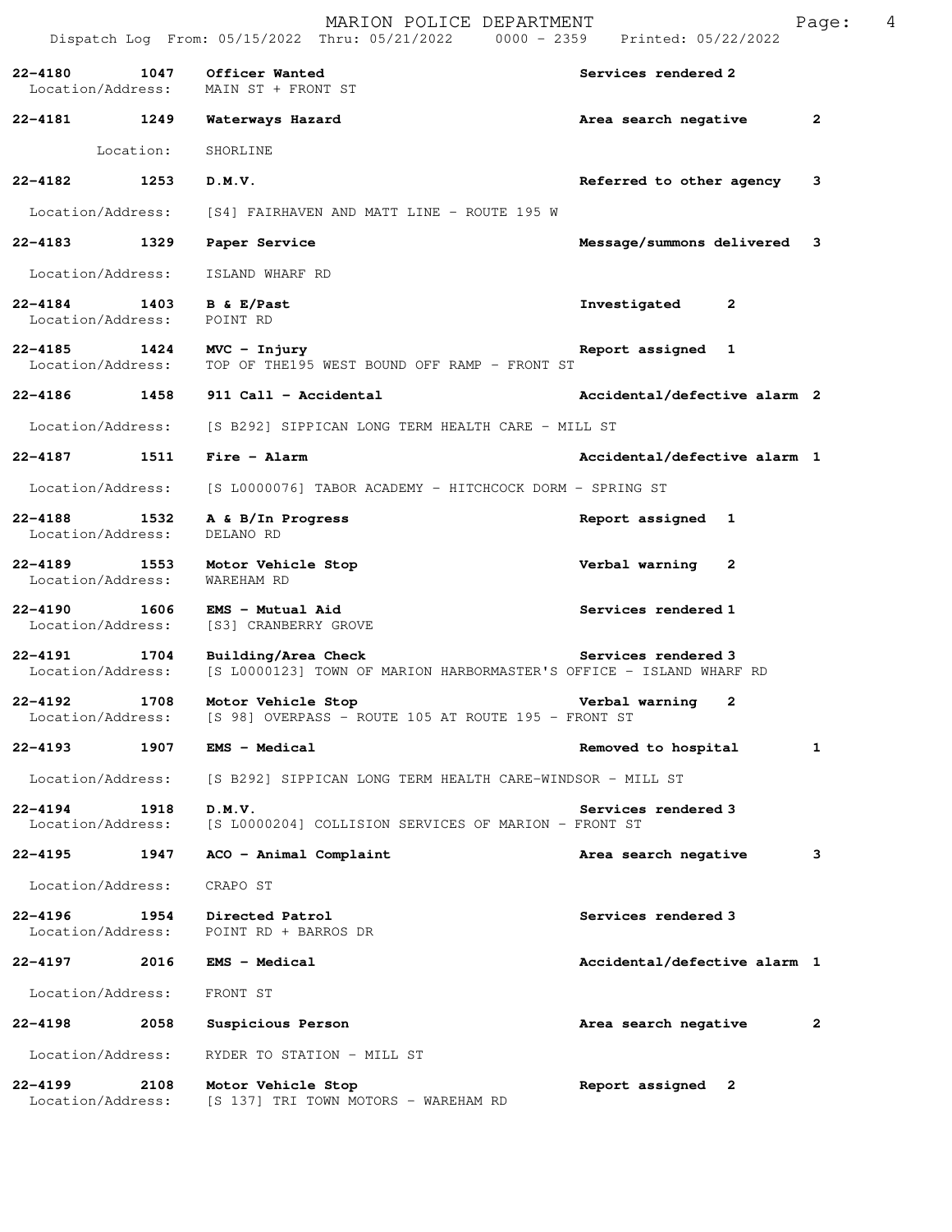MARION POLICE DEPARTMENT

Dispatch Log From: 05/15/2022 Thru: 05/21/2022 0000 - 2359 Printed: 05/22/2022

**22-4180 1047 Officer Wanted** — Services rendered 2
Location/Address: MAIN ST + FRONT ST

**22-4181 1249 Waterways Hazard** — Area search negative 2
Location: SHORELINE

**22-4182 1253 D.M.V.** — Referred to other agency 3
Location/Address: [S4] FAIRHAVEN AND MATT LINE - ROUTE 195 W

**22-4183 1329 Paper Service** — Message/summons delivered 3
Location/Address: ISLAND WHARF RD

**22-4184 1403 B & E/Past** — Investigated 2
Location/Address: POINT RD

**22-4185 1424 MVC - Injury** — Report assigned 1
Location/Address: TOP OF THE195 WEST BOUND OFF RAMP - FRONT ST

**22-4186 1458 911 Call - Accidental** — Accidental/defective alarm 2
Location/Address: [S B292] SIPPICAN LONG TERM HEALTH CARE - MILL ST

**22-4187 1511 Fire - Alarm** — Accidental/defective alarm 1
Location/Address: [S L0000076] TABOR ACADEMY - HITCHCOCK DORM - SPRING ST

**22-4188 1532 A & B/In Progress** — Report assigned 1
Location/Address: DELANO RD

**22-4189 1553 Motor Vehicle Stop** — Verbal warning 2
Location/Address: WAREHAM RD

**22-4190 1606 EMS - Mutual Aid** — Services rendered 1
Location/Address: [S3] CRANBERRY GROVE

**22-4191 1704 Building/Area Check** — Services rendered 3
Location/Address: [S L0000123] TOWN OF MARION HARBORMASTER'S OFFICE - ISLAND WHARF RD

**22-4192 1708 Motor Vehicle Stop** — Verbal warning 2
Location/Address: [S 98] OVERPASS - ROUTE 105 AT ROUTE 195 - FRONT ST

**22-4193 1907 EMS - Medical** — Removed to hospital 1
Location/Address: [S B292] SIPPICAN LONG TERM HEALTH CARE-WINDSOR - MILL ST

**22-4194 1918 D.M.V.** — Services rendered 3
Location/Address: [S L0000204] COLLISION SERVICES OF MARION - FRONT ST

**22-4195 1947 ACO - Animal Complaint** — Area search negative 3
Location/Address: CRAPO ST

**22-4196 1954 Directed Patrol** — Services rendered 3
Location/Address: POINT RD + BARROS DR

**22-4197 2016 EMS - Medical** — Accidental/defective alarm 1
Location/Address: FRONT ST

**22-4198 2058 Suspicious Person** — Area search negative 2
Location/Address: RYDER TO STATION - MILL ST

**22-4199 2108 Motor Vehicle Stop** — Report assigned 2
Location/Address: [S 137] TRI TOWN MOTORS - WAREHAM RD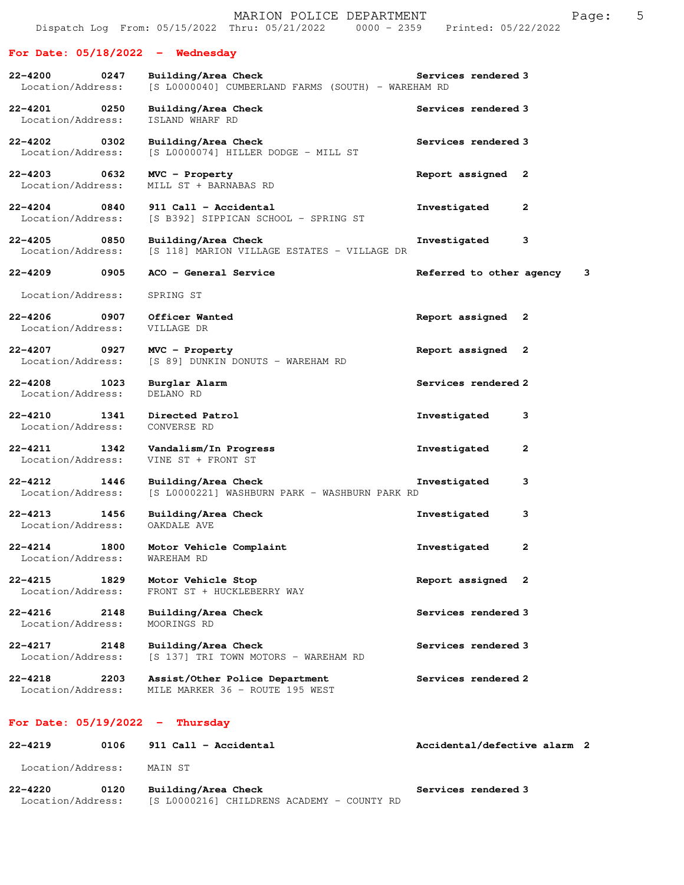MARION POLICE DEPARTMENT

Dispatch Log From: 05/15/2022 Thru: 05/21/2022 0000 - 2359 Printed: 05/22/2022

## For Date: 05/18/2022 - Wednesday

**22-4200 0247 Building/Area Check** Services rendered 3
Location/Address: [S L0000040] CUMBERLAND FARMS (SOUTH) - WAREHAM RD

**22-4201 0250 Building/Area Check** Services rendered 3
Location/Address: ISLAND WHARF RD

**22-4202 0302 Building/Area Check** Services rendered 3
Location/Address: [S L0000074] HILLER DODGE - MILL ST

**22-4203 0632 MVC - Property** Report assigned 2
Location/Address: MILL ST + BARNABAS RD

**22-4204 0840 911 Call - Accidental** Investigated 2
Location/Address: [S B392] SIPPICAN SCHOOL - SPRING ST

**22-4205 0850 Building/Area Check** Investigated 3
Location/Address: [S 118] MARION VILLAGE ESTATES - VILLAGE DR

**22-4209 0905 ACO - General Service** Referred to other agency 3
Location/Address: SPRING ST

**22-4206 0907 Officer Wanted** Report assigned 2
Location/Address: VILLAGE DR

**22-4207 0927 MVC - Property** Report assigned 2
Location/Address: [S 89] DUNKIN DONUTS - WAREHAM RD

**22-4208 1023 Burglar Alarm** Services rendered 2
Location/Address: DELANO RD

**22-4210 1341 Directed Patrol** Investigated 3
Location/Address: CONVERSE RD

**22-4211 1342 Vandalism/In Progress** Investigated 2
Location/Address: VINE ST + FRONT ST

**22-4212 1446 Building/Area Check** Investigated 3
Location/Address: [S L0000221] WASHBURN PARK - WASHBURN PARK RD

**22-4213 1456 Building/Area Check** Investigated 3
Location/Address: OAKDALE AVE

**22-4214 1800 Motor Vehicle Complaint** Investigated 2
Location/Address: WAREHAM RD

**22-4215 1829 Motor Vehicle Stop** Report assigned 2
Location/Address: FRONT ST + HUCKLEBERRY WAY

**22-4216 2148 Building/Area Check** Services rendered 3
Location/Address: MOORINGS RD

**22-4217 2148 Building/Area Check** Services rendered 3
Location/Address: [S 137] TRI TOWN MOTORS - WAREHAM RD

**22-4218 2203 Assist/Other Police Department** Services rendered 2
Location/Address: MILE MARKER 36 - ROUTE 195 WEST

## For Date: 05/19/2022 - Thursday

**22-4219 0106 911 Call - Accidental** Accidental/defective alarm 2
Location/Address: MAIN ST

**22-4220 0120 Building/Area Check** Services rendered 3
Location/Address: [S L0000216] CHILDRENS ACADEMY - COUNTY RD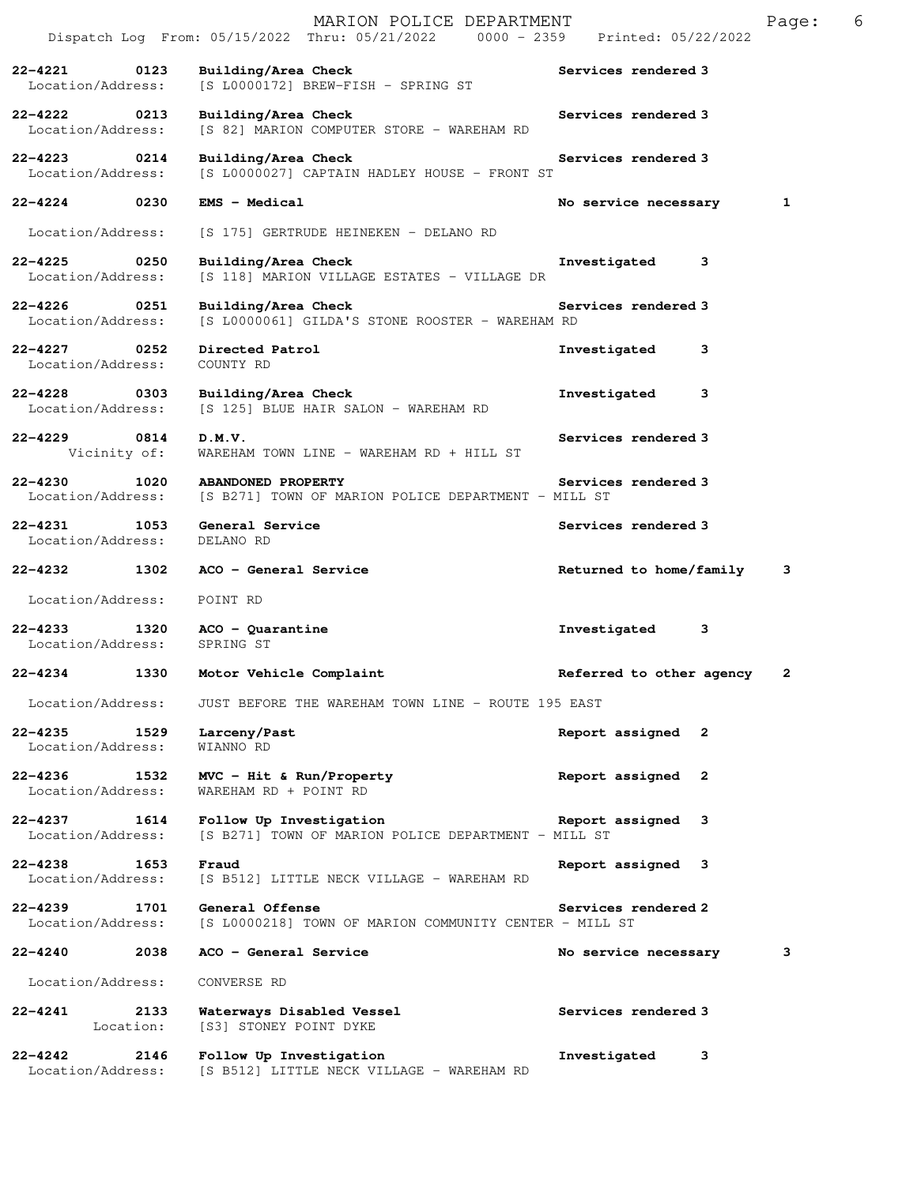22-4221 0123 **Building/Area Check** Services rendered 3
Location/Address: [S L0000172] BREW-FISH - SPRING ST

22-4222 0213 **Building/Area Check** Services rendered 3
Location/Address: [S 82] MARION COMPUTER STORE - WAREHAM RD

22-4223 0214 **Building/Area Check** Services rendered 3
Location/Address: [S L0000027] CAPTAIN HADLEY HOUSE - FRONT ST

22-4224 0230 **EMS - Medical** No service necessary 1
Location/Address: [S 175] GERTRUDE HEINEKEN - DELANO RD

22-4225 0250 **Building/Area Check** Investigated 3
Location/Address: [S 118] MARION VILLAGE ESTATES - VILLAGE DR

22-4226 0251 **Building/Area Check** Services rendered 3
Location/Address: [S L0000061] GILDA'S STONE ROOSTER - WAREHAM RD

22-4227 0252 **Directed Patrol** Investigated 3
Location/Address: COUNTY RD

22-4228 0303 **Building/Area Check** Investigated 3
Location/Address: [S 125] BLUE HAIR SALON - WAREHAM RD

22-4229 0814 **D.M.V.** Services rendered 3
Vicinity of: WAREHAM TOWN LINE - WAREHAM RD + HILL ST

22-4230 1020 **ABANDONED PROPERTY** Services rendered 3
Location/Address: [S B271] TOWN OF MARION POLICE DEPARTMENT - MILL ST

22-4231 1053 **General Service** Services rendered 3
Location/Address: DELANO RD

22-4232 1302 **ACO - General Service** Returned to home/family 3
Location/Address: POINT RD

22-4233 1320 **ACO - Quarantine** Investigated 3
Location/Address: SPRING ST

22-4234 1330 **Motor Vehicle Complaint** Referred to other agency 2
Location/Address: JUST BEFORE THE WAREHAM TOWN LINE - ROUTE 195 EAST

22-4235 1529 **Larceny/Past** Report assigned 2
Location/Address: WIANNO RD

22-4236 1532 **MVC - Hit & Run/Property** Report assigned 2
Location/Address: WAREHAM RD + POINT RD

22-4237 1614 **Follow Up Investigation** Report assigned 3
Location/Address: [S B271] TOWN OF MARION POLICE DEPARTMENT - MILL ST

22-4238 1653 **Fraud** Report assigned 3
Location/Address: [S B512] LITTLE NECK VILLAGE - WAREHAM RD

22-4239 1701 **General Offense** Services rendered 2
Location/Address: [S L0000218] TOWN OF MARION COMMUNITY CENTER - MILL ST

22-4240 2038 **ACO - General Service** No service necessary 3
Location/Address: CONVERSE RD

22-4241 2133 **Waterways Disabled Vessel** Services rendered 3
Location: [S3] STONEY POINT DYKE

22-4242 2146 **Follow Up Investigation** Investigated 3
Location/Address: [S B512] LITTLE NECK VILLAGE - WAREHAM RD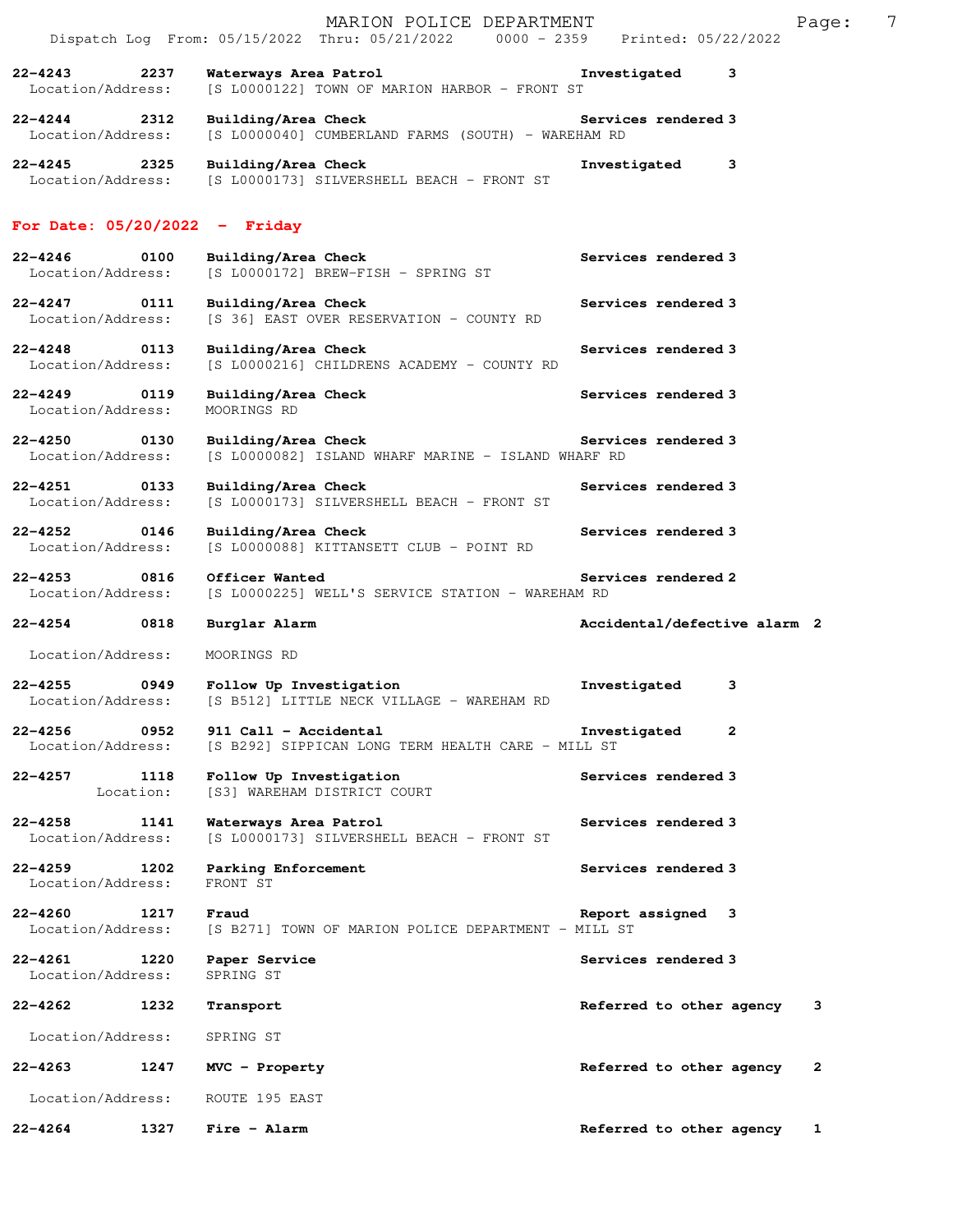22-4243 2237 **Waterways Area Patrol** Investigated 3
Location/Address: [S L0000122] TOWN OF MARION HARBOR - FRONT ST

22-4244 2312 **Building/Area Check** Services rendered 3
Location/Address: [S L0000040] CUMBERLAND FARMS (SOUTH) - WAREHAM RD

22-4245 2325 **Building/Area Check** Investigated 3
Location/Address: [S L0000173] SILVERSHELL BEACH - FRONT ST

## For Date: 05/20/2022 - Friday

22-4246 0100 **Building/Area Check** Services rendered 3
Location/Address: [S L0000172] BREW-FISH - SPRING ST

22-4247 0111 **Building/Area Check** Services rendered 3
Location/Address: [S 36] EAST OVER RESERVATION - COUNTY RD

22-4248 0113 **Building/Area Check** Services rendered 3
Location/Address: [S L0000216] CHILDRENS ACADEMY - COUNTY RD

22-4249 0119 **Building/Area Check** Services rendered 3
Location/Address: MOORINGS RD

22-4250 0130 **Building/Area Check** Services rendered 3
Location/Address: [S L0000082] ISLAND WHARF MARINE - ISLAND WHARF RD

22-4251 0133 **Building/Area Check** Services rendered 3
Location/Address: [S L0000173] SILVERSHELL BEACH - FRONT ST

22-4252 0146 **Building/Area Check** Services rendered 3
Location/Address: [S L0000088] KITTANSETT CLUB - POINT RD

22-4253 0816 **Officer Wanted** Services rendered 2
Location/Address: [S L0000225] WELL'S SERVICE STATION - WAREHAM RD

22-4254 0818 **Burglar Alarm** Accidental/defective alarm 2
Location/Address: MOORINGS RD

22-4255 0949 **Follow Up Investigation** Investigated 3
Location/Address: [S B512] LITTLE NECK VILLAGE - WAREHAM RD

22-4256 0952 **911 Call - Accidental** Investigated 2
Location/Address: [S B292] SIPPICAN LONG TERM HEALTH CARE - MILL ST

22-4257 1118 **Follow Up Investigation** Services rendered 3
Location: [S3] WAREHAM DISTRICT COURT

22-4258 1141 **Waterways Area Patrol** Services rendered 3
Location/Address: [S L0000173] SILVERSHELL BEACH - FRONT ST

22-4259 1202 **Parking Enforcement** Services rendered 3
Location/Address: FRONT ST

22-4260 1217 **Fraud** Report assigned 3
Location/Address: [S B271] TOWN OF MARION POLICE DEPARTMENT - MILL ST

22-4261 1220 **Paper Service** Services rendered 3
Location/Address: SPRING ST

22-4262 1232 **Transport** Referred to other agency 3
Location/Address: SPRING ST

22-4263 1247 **MVC - Property** Referred to other agency 2
Location/Address: ROUTE 195 EAST

22-4264 1327 **Fire - Alarm** Referred to other agency 1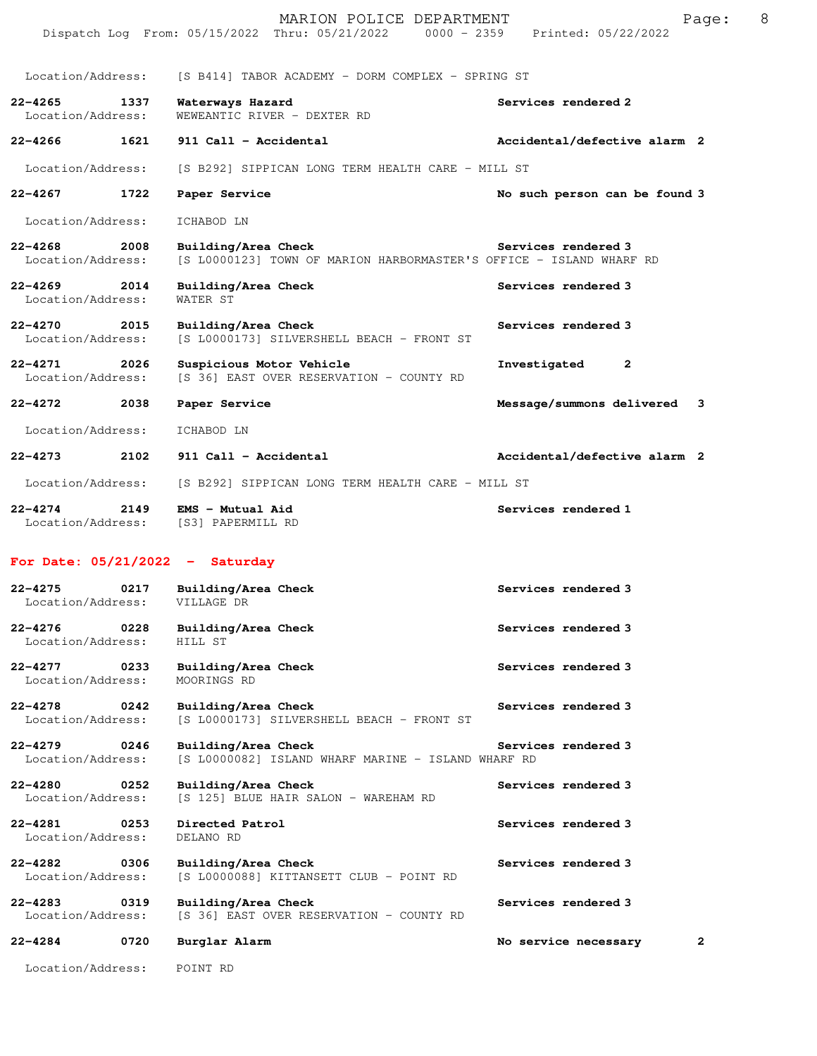Location/Address: [S B414] TABOR ACADEMY - DORM COMPLEX - SPRING ST

**22-4265 1337 Waterways Hazard** — Services rendered 2
Location/Address: WEWEANTIC RIVER - DEXTER RD

**22-4266 1621 911 Call - Accidental** — Accidental/defective alarm 2
Location/Address: [S B292] SIPPICAN LONG TERM HEALTH CARE - MILL ST

**22-4267 1722 Paper Service** — No such person can be found 3
Location/Address: ICHABOD LN

**22-4268 2008 Building/Area Check** — Services rendered 3
Location/Address: [S L0000123] TOWN OF MARION HARBORMASTER'S OFFICE - ISLAND WHARF RD

**22-4269 2014 Building/Area Check** — Services rendered 3
Location/Address: WATER ST

**22-4270 2015 Building/Area Check** — Services rendered 3
Location/Address: [S L0000173] SILVERSHELL BEACH - FRONT ST

**22-4271 2026 Suspicious Motor Vehicle** — Investigated 2
Location/Address: [S 36] EAST OVER RESERVATION - COUNTY RD

**22-4272 2038 Paper Service** — Message/summons delivered 3
Location/Address: ICHABOD LN

**22-4273 2102 911 Call - Accidental** — Accidental/defective alarm 2
Location/Address: [S B292] SIPPICAN LONG TERM HEALTH CARE - MILL ST

**22-4274 2149 EMS - Mutual Aid** — Services rendered 1
Location/Address: [S3] PAPERMILL RD

## For Date: 05/21/2022 - Saturday

**22-4275 0217 Building/Area Check** — Services rendered 3
Location/Address: VILLAGE DR

**22-4276 0228 Building/Area Check** — Services rendered 3
Location/Address: HILL ST

**22-4277 0233 Building/Area Check** — Services rendered 3
Location/Address: MOORINGS RD

**22-4278 0242 Building/Area Check** — Services rendered 3
Location/Address: [S L0000173] SILVERSHELL BEACH - FRONT ST

**22-4279 0246 Building/Area Check** — Services rendered 3
Location/Address: [S L0000082] ISLAND WHARF MARINE - ISLAND WHARF RD

**22-4280 0252 Building/Area Check** — Services rendered 3
Location/Address: [S 125] BLUE HAIR SALON - WAREHAM RD

**22-4281 0253 Directed Patrol** — Services rendered 3
Location/Address: DELANO RD

**22-4282 0306 Building/Area Check** — Services rendered 3
Location/Address: [S L0000088] KITTANSETT CLUB - POINT RD

**22-4283 0319 Building/Area Check** — Services rendered 3
Location/Address: [S 36] EAST OVER RESERVATION - COUNTY RD

**22-4284 0720 Burglar Alarm** — No service necessary 2
Location/Address: POINT RD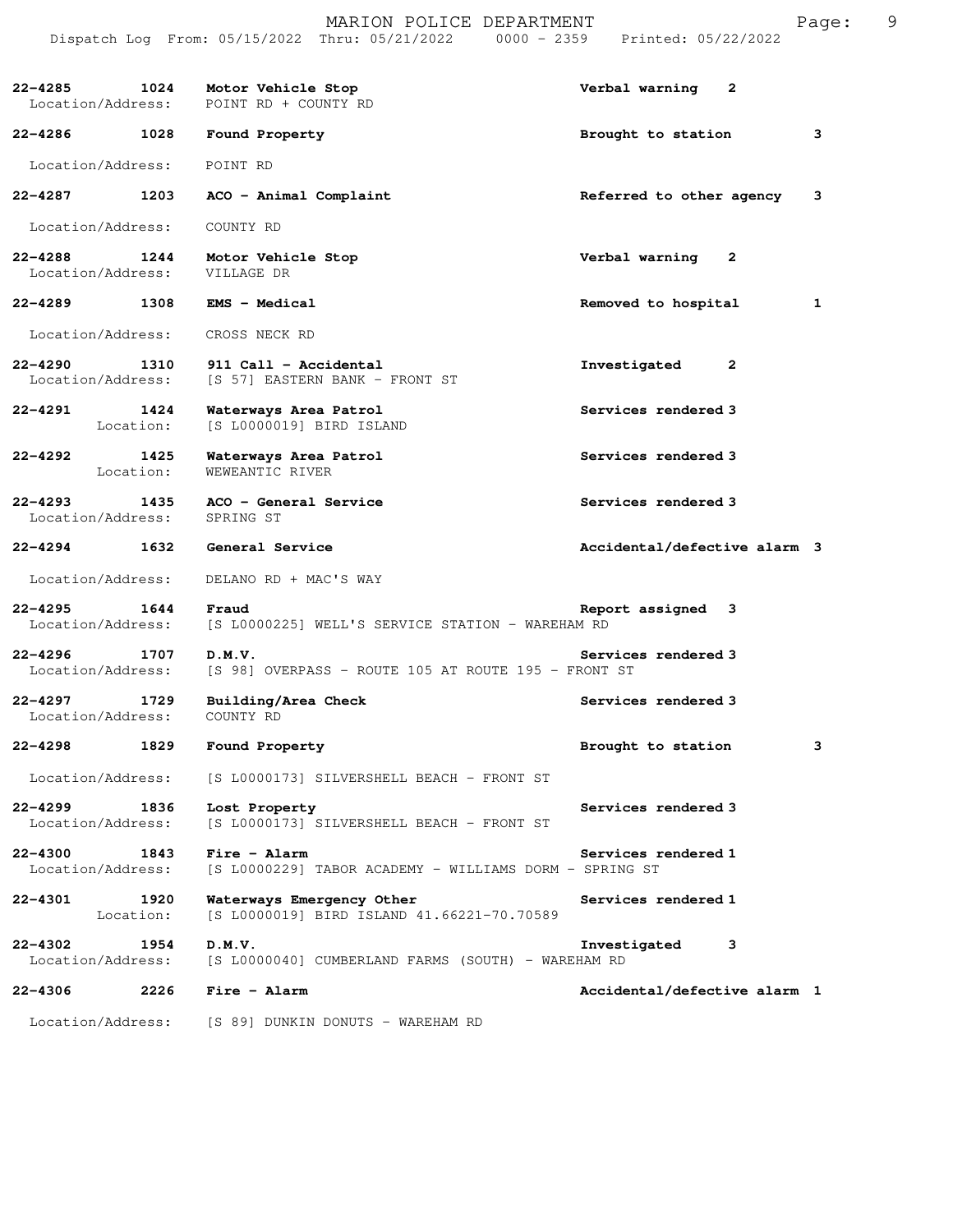MARION POLICE DEPARTMENT

Dispatch Log From: 05/15/2022 Thru: 05/21/2022 0000 - 2359 Printed: 05/22/2022

| | | | | |
|---|---|---|---|---|
| **22-4285** | **1024** | **Motor Vehicle Stop** | **Verbal warning** | **2** |
| Location/Address: | | POINT RD + COUNTY RD | | |
| **22-4286** | **1028** | **Found Property** | **Brought to station** | **3** |
| Location/Address: | | POINT RD | | |
| **22-4287** | **1203** | **ACO - Animal Complaint** | **Referred to other agency** | **3** |
| Location/Address: | | COUNTY RD | | |
| **22-4288** | **1244** | **Motor Vehicle Stop** | **Verbal warning** | **2** |
| Location/Address: | | VILLAGE DR | | |
| **22-4289** | **1308** | **EMS - Medical** | **Removed to hospital** | **1** |
| Location/Address: | | CROSS NECK RD | | |
| **22-4290** | **1310** | **911 Call - Accidental** | **Investigated** | **2** |
| Location/Address: | | [S 57] EASTERN BANK - FRONT ST | | |
| **22-4291** | **1424** | **Waterways Area Patrol** | **Services rendered** | **3** |
| Location: | | [S L0000019] BIRD ISLAND | | |
| **22-4292** | **1425** | **Waterways Area Patrol** | **Services rendered** | **3** |
| Location: | | WEWEANTIC RIVER | | |
| **22-4293** | **1435** | **ACO - General Service** | **Services rendered** | **3** |
| Location/Address: | | SPRING ST | | |
| **22-4294** | **1632** | **General Service** | **Accidental/defective alarm** | **3** |
| Location/Address: | | DELANO RD + MAC'S WAY | | |
| **22-4295** | **1644** | **Fraud** | **Report assigned** | **3** |
| Location/Address: | | [S L0000225] WELL'S SERVICE STATION - WAREHAM RD | | |
| **22-4296** | **1707** | **D.M.V.** | **Services rendered** | **3** |
| Location/Address: | | [S 98] OVERPASS - ROUTE 105 AT ROUTE 195 - FRONT ST | | |
| **22-4297** | **1729** | **Building/Area Check** | **Services rendered** | **3** |
| Location/Address: | | COUNTY RD | | |
| **22-4298** | **1829** | **Found Property** | **Brought to station** | **3** |
| Location/Address: | | [S L0000173] SILVERSHELL BEACH - FRONT ST | | |
| **22-4299** | **1836** | **Lost Property** | **Services rendered** | **3** |
| Location/Address: | | [S L0000173] SILVERSHELL BEACH - FRONT ST | | |
| **22-4300** | **1843** | **Fire - Alarm** | **Services rendered** | **1** |
| Location/Address: | | [S L0000229] TABOR ACADEMY - WILLIAMS DORM - SPRING ST | | |
| **22-4301** | **1920** | **Waterways Emergency Other** | **Services rendered** | **1** |
| Location: | | [S L0000019] BIRD ISLAND 41.66221-70.70589 | | |
| **22-4302** | **1954** | **D.M.V.** | **Investigated** | **3** |
| Location/Address: | | [S L0000040] CUMBERLAND FARMS (SOUTH) - WAREHAM RD | | |
| **22-4306** | **2226** | **Fire - Alarm** | **Accidental/defective alarm** | **1** |
| Location/Address: | | [S 89] DUNKIN DONUTS - WAREHAM RD | | |